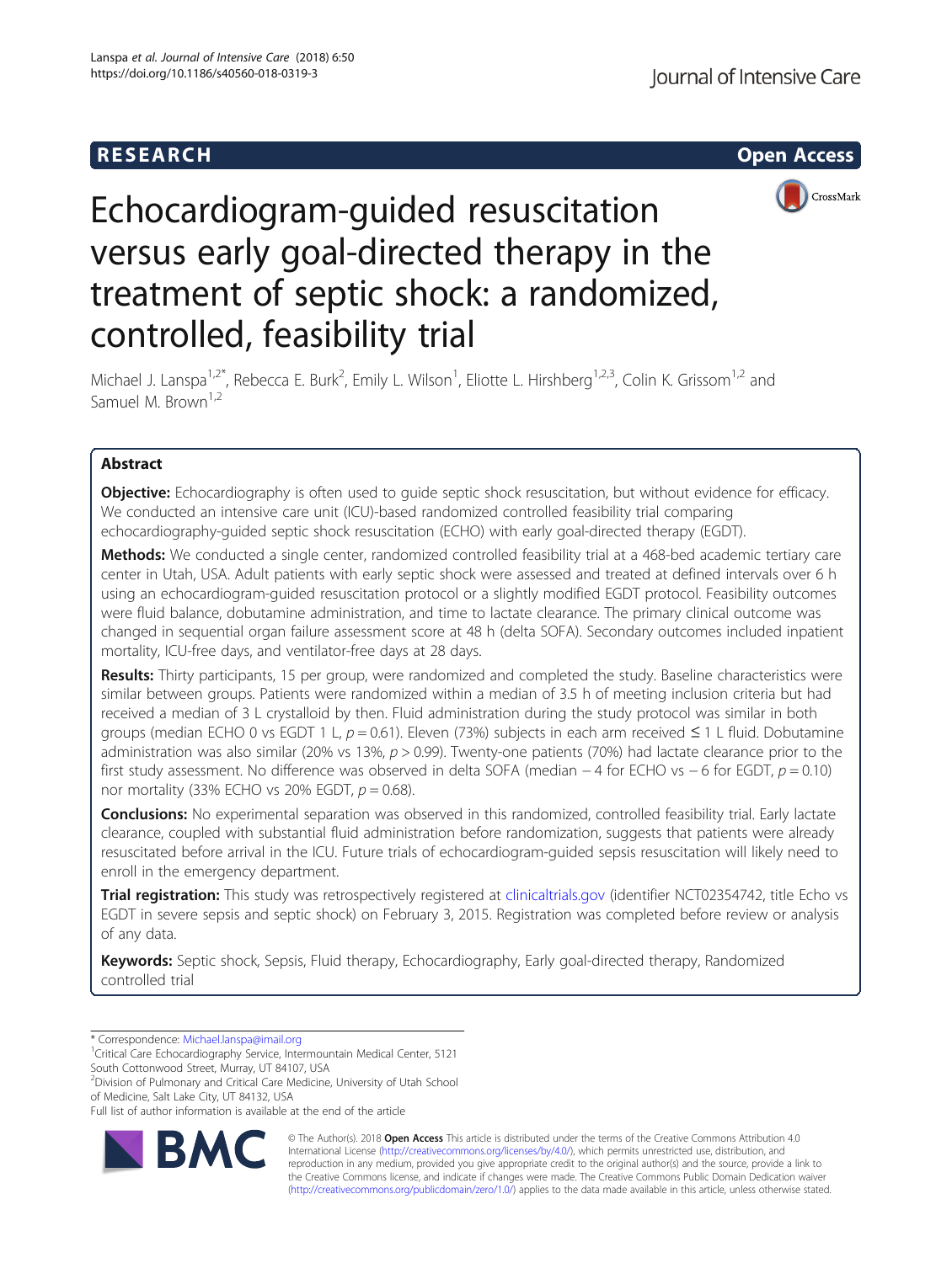RESEARCH

Open Access

# Echocardiogram-guided resuscitation versus early goal-directed therapy in the treatment of septic shock: a randomized, controlled, feasibility trial

Michael J. Lanspa[1,2*], Rebecca E. Burk[2], Emily L. Wilson[1], Eliotte L. Hirshberg[1,2,3], Colin K. Grissom[1,2] and Samuel M. Brown[1,2]

## Abstract

**Objective:** Echocardiography is often used to guide septic shock resuscitation, but without evidence for efficacy. We conducted an intensive care unit (ICU)-based randomized controlled feasibility trial comparing echocardiography-guided septic shock resuscitation (ECHO) with early goal-directed therapy (EGDT).

**Methods:** We conducted a single center, randomized controlled feasibility trial at a 468-bed academic tertiary care center in Utah, USA. Adult patients with early septic shock were assessed and treated at defined intervals over 6 h using an echocardiogram-guided resuscitation protocol or a slightly modified EGDT protocol. Feasibility outcomes were fluid balance, dobutamine administration, and time to lactate clearance. The primary clinical outcome was changed in sequential organ failure assessment score at 48 h (delta SOFA). Secondary outcomes included inpatient mortality, ICU-free days, and ventilator-free days at 28 days.

**Results:** Thirty participants, 15 per group, were randomized and completed the study. Baseline characteristics were similar between groups. Patients were randomized within a median of 3.5 h of meeting inclusion criteria but had received a median of 3 L crystalloid by then. Fluid administration during the study protocol was similar in both groups (median ECHO 0 vs EGDT 1 L, $p = 0.61$). Eleven (73%) subjects in each arm received ≤ 1 L fluid. Dobutamine administration was also similar (20% vs 13%, $p > 0.99$). Twenty-one patients (70%) had lactate clearance prior to the first study assessment. No difference was observed in delta SOFA (median − 4 for ECHO vs − 6 for EGDT, $p = 0.10$) nor mortality (33% ECHO vs 20% EGDT, $p = 0.68$).

**Conclusions:** No experimental separation was observed in this randomized, controlled feasibility trial. Early lactate clearance, coupled with substantial fluid administration before randomization, suggests that patients were already resuscitated before arrival in the ICU. Future trials of echocardiogram-guided sepsis resuscitation will likely need to enroll in the emergency department.

**Trial registration:** This study was retrospectively registered at clinicaltrials.gov (identifier NCT02354742, title Echo vs EGDT in severe sepsis and septic shock) on February 3, 2015. Registration was completed before review or analysis of any data.

**Keywords:** Septic shock, Sepsis, Fluid therapy, Echocardiography, Early goal-directed therapy, Randomized controlled trial

* Correspondence: Michael.lanspa@imail.org

[1]Critical Care Echocardiography Service, Intermountain Medical Center, 5121 South Cottonwood Street, Murray, UT 84107, USA

[2]Division of Pulmonary and Critical Care Medicine, University of Utah School of Medicine, Salt Lake City, UT 84132, USA

Full list of author information is available at the end of the article

© The Author(s). 2018 **Open Access** This article is distributed under the terms of the Creative Commons Attribution 4.0 International License (http://creativecommons.org/licenses/by/4.0/), which permits unrestricted use, distribution, and reproduction in any medium, provided you give appropriate credit to the original author(s) and the source, provide a link to the Creative Commons license, and indicate if changes were made. The Creative Commons Public Domain Dedication waiver (http://creativecommons.org/publicdomain/zero/1.0/) applies to the data made available in this article, unless otherwise stated.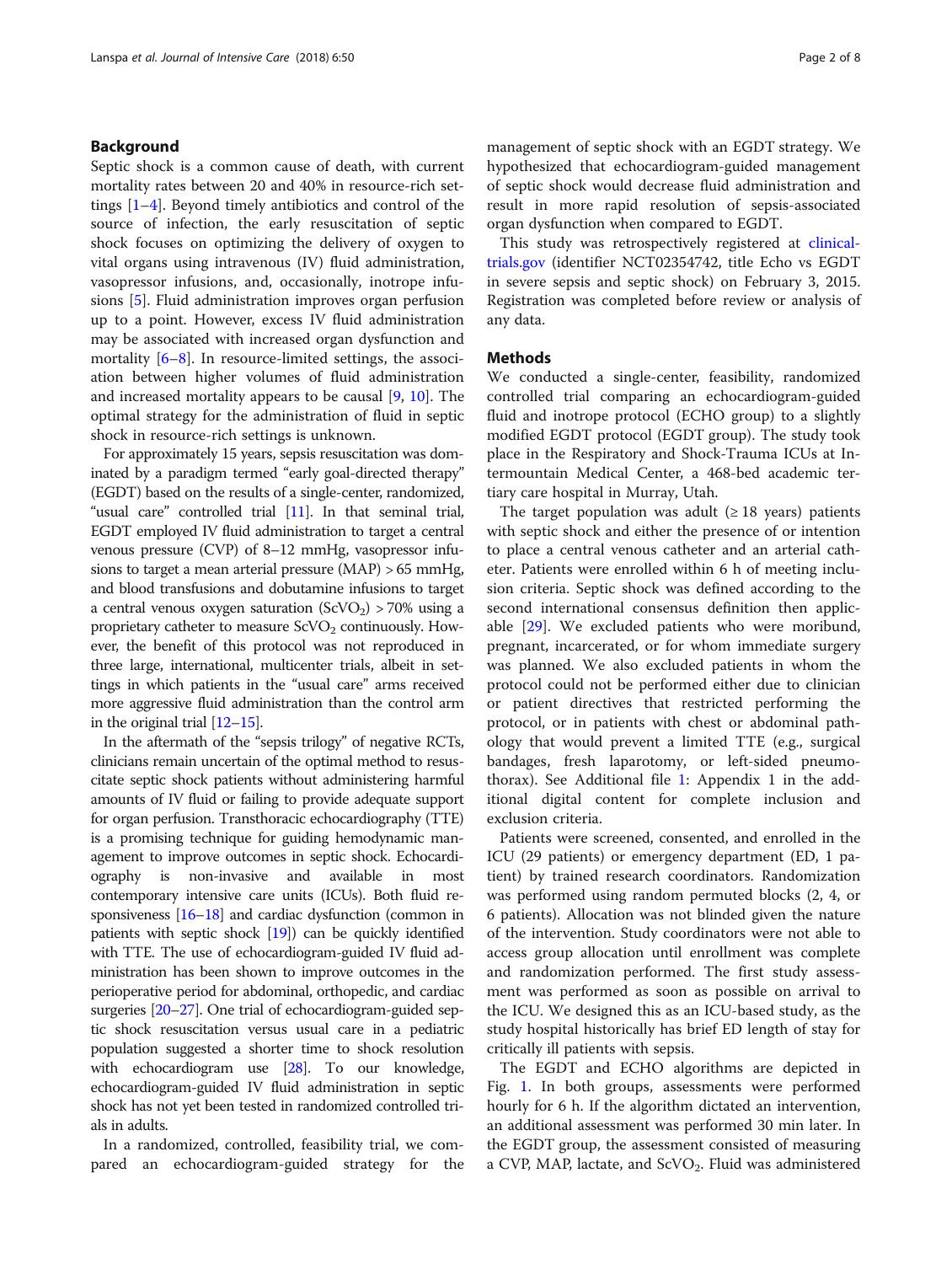## Background

Septic shock is a common cause of death, with current mortality rates between 20 and 40% in resource-rich settings [1–4]. Beyond timely antibiotics and control of the source of infection, the early resuscitation of septic shock focuses on optimizing the delivery of oxygen to vital organs using intravenous (IV) fluid administration, vasopressor infusions, and, occasionally, inotrope infusions [5]. Fluid administration improves organ perfusion up to a point. However, excess IV fluid administration may be associated with increased organ dysfunction and mortality [6–8]. In resource-limited settings, the association between higher volumes of fluid administration and increased mortality appears to be causal [9, 10]. The optimal strategy for the administration of fluid in septic shock in resource-rich settings is unknown.

For approximately 15 years, sepsis resuscitation was dominated by a paradigm termed "early goal-directed therapy" (EGDT) based on the results of a single-center, randomized, "usual care" controlled trial [11]. In that seminal trial, EGDT employed IV fluid administration to target a central venous pressure (CVP) of 8–12 mmHg, vasopressor infusions to target a mean arterial pressure (MAP) > 65 mmHg, and blood transfusions and dobutamine infusions to target a central venous oxygen saturation ($ScVO_2$) > 70% using a proprietary catheter to measure $ScVO_2$ continuously. However, the benefit of this protocol was not reproduced in three large, international, multicenter trials, albeit in settings in which patients in the "usual care" arms received more aggressive fluid administration than the control arm in the original trial [12–15].

In the aftermath of the "sepsis trilogy" of negative RCTs, clinicians remain uncertain of the optimal method to resuscitate septic shock patients without administering harmful amounts of IV fluid or failing to provide adequate support for organ perfusion. Transthoracic echocardiography (TTE) is a promising technique for guiding hemodynamic management to improve outcomes in septic shock. Echocardiography is non-invasive and available in most contemporary intensive care units (ICUs). Both fluid responsiveness [16–18] and cardiac dysfunction (common in patients with septic shock [19]) can be quickly identified with TTE. The use of echocardiogram-guided IV fluid administration has been shown to improve outcomes in the perioperative period for abdominal, orthopedic, and cardiac surgeries [20–27]. One trial of echocardiogram-guided septic shock resuscitation versus usual care in a pediatric population suggested a shorter time to shock resolution with echocardiogram use [28]. To our knowledge, echocardiogram-guided IV fluid administration in septic shock has not yet been tested in randomized controlled trials in adults.

In a randomized, controlled, feasibility trial, we compared an echocardiogram-guided strategy for the management of septic shock with an EGDT strategy. We hypothesized that echocardiogram-guided management of septic shock would decrease fluid administration and result in more rapid resolution of sepsis-associated organ dysfunction when compared to EGDT.

This study was retrospectively registered at clinicaltrials.gov (identifier NCT02354742, title Echo vs EGDT in severe sepsis and septic shock) on February 3, 2015. Registration was completed before review or analysis of any data.

## Methods

We conducted a single-center, feasibility, randomized controlled trial comparing an echocardiogram-guided fluid and inotrope protocol (ECHO group) to a slightly modified EGDT protocol (EGDT group). The study took place in the Respiratory and Shock-Trauma ICUs at Intermountain Medical Center, a 468-bed academic tertiary care hospital in Murray, Utah.

The target population was adult (≥ 18 years) patients with septic shock and either the presence of or intention to place a central venous catheter and an arterial catheter. Patients were enrolled within 6 h of meeting inclusion criteria. Septic shock was defined according to the second international consensus definition then applicable [29]. We excluded patients who were moribund, pregnant, incarcerated, or for whom immediate surgery was planned. We also excluded patients in whom the protocol could not be performed either due to clinician or patient directives that restricted performing the protocol, or in patients with chest or abdominal pathology that would prevent a limited TTE (e.g., surgical bandages, fresh laparotomy, or left-sided pneumothorax). See Additional file 1: Appendix 1 in the additional digital content for complete inclusion and exclusion criteria.

Patients were screened, consented, and enrolled in the ICU (29 patients) or emergency department (ED, 1 patient) by trained research coordinators. Randomization was performed using random permuted blocks (2, 4, or 6 patients). Allocation was not blinded given the nature of the intervention. Study coordinators were not able to access group allocation until enrollment was complete and randomization performed. The first study assessment was performed as soon as possible on arrival to the ICU. We designed this as an ICU-based study, as the study hospital historically has brief ED length of stay for critically ill patients with sepsis.

The EGDT and ECHO algorithms are depicted in Fig. 1. In both groups, assessments were performed hourly for 6 h. If the algorithm dictated an intervention, an additional assessment was performed 30 min later. In the EGDT group, the assessment consisted of measuring a CVP, MAP, lactate, and $ScVO_2$. Fluid was administered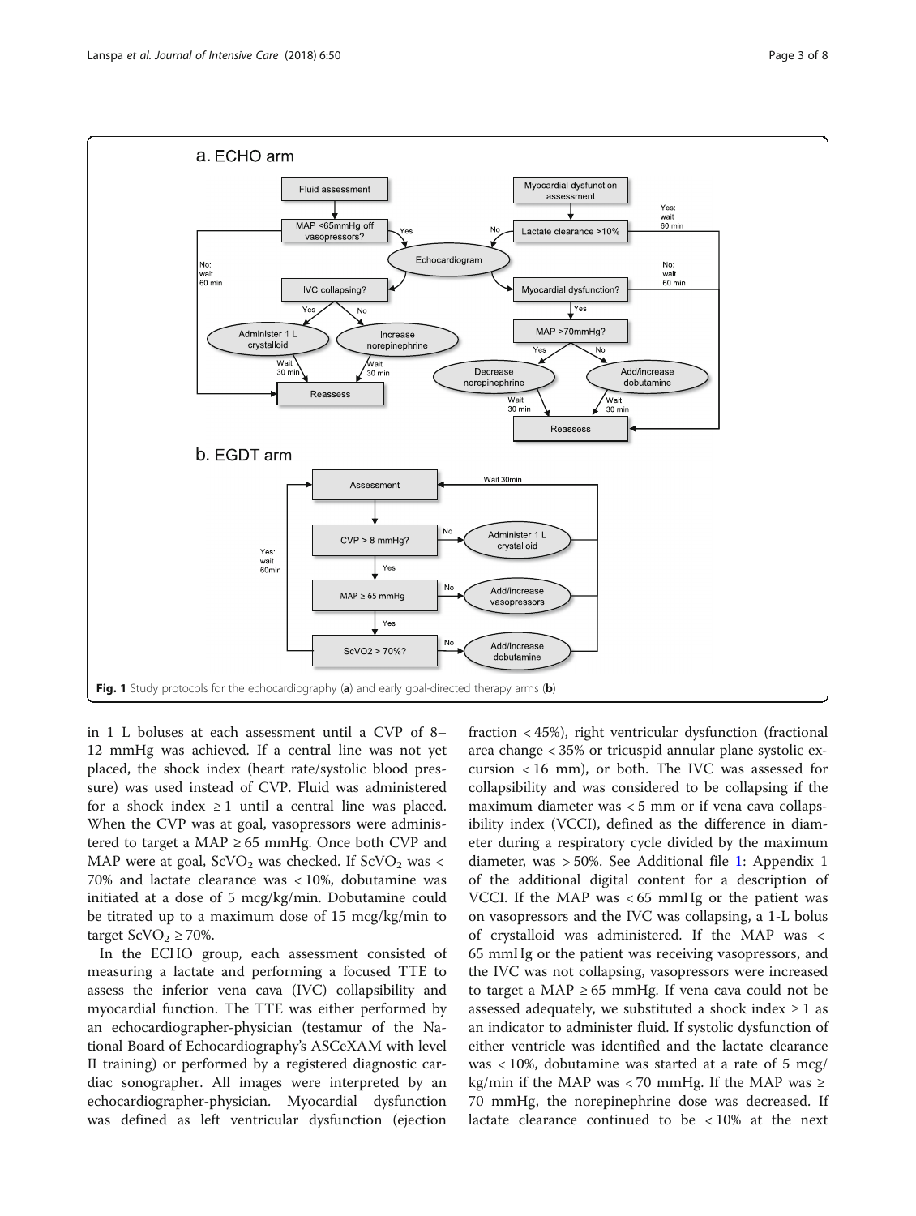Fig. 1 Study protocols for the echocardiography (**a**) and early goal-directed therapy arms (**b**)

in 1 L boluses at each assessment until a CVP of 8–12 mmHg was achieved. If a central line was not yet placed, the shock index (heart rate/systolic blood pressure) was used instead of CVP. Fluid was administered for a shock index ≥ 1 until a central line was placed. When the CVP was at goal, vasopressors were administered to target a MAP ≥ 65 mmHg. Once both CVP and MAP were at goal, $ScVO_2$ was checked. If $ScVO_2$ was < 70% and lactate clearance was < 10%, dobutamine was initiated at a dose of 5 mcg/kg/min. Dobutamine could be titrated up to a maximum dose of 15 mcg/kg/min to target $ScVO_2 \geq 70\%$.

In the ECHO group, each assessment consisted of measuring a lactate and performing a focused TTE to assess the inferior vena cava (IVC) collapsibility and myocardial function. The TTE was either performed by an echocardiographer-physician (testamur of the National Board of Echocardiography's ASCeXAM with level II training) or performed by a registered diagnostic cardiac sonographer. All images were interpreted by an echocardiographer-physician. Myocardial dysfunction was defined as left ventricular dysfunction (ejection fraction < 45%), right ventricular dysfunction (fractional area change < 35% or tricuspid annular plane systolic excursion < 16 mm), or both. The IVC was assessed for collapsibility and was considered to be collapsing if the maximum diameter was < 5 mm or if vena cava collapsibility index (VCCI), defined as the difference in diameter during a respiratory cycle divided by the maximum diameter, was > 50%. See Additional file 1: Appendix 1 of the additional digital content for a description of VCCI. If the MAP was < 65 mmHg or the patient was on vasopressors and the IVC was collapsing, a 1-L bolus of crystalloid was administered. If the MAP was < 65 mmHg or the patient was receiving vasopressors, and the IVC was not collapsing, vasopressors were increased to target a MAP ≥ 65 mmHg. If vena cava could not be assessed adequately, we substituted a shock index ≥ 1 as an indicator to administer fluid. If systolic dysfunction of either ventricle was identified and the lactate clearance was < 10%, dobutamine was started at a rate of 5 mcg/kg/min if the MAP was < 70 mmHg. If the MAP was ≥ 70 mmHg, the norepinephrine dose was decreased. If lactate clearance continued to be < 10% at the next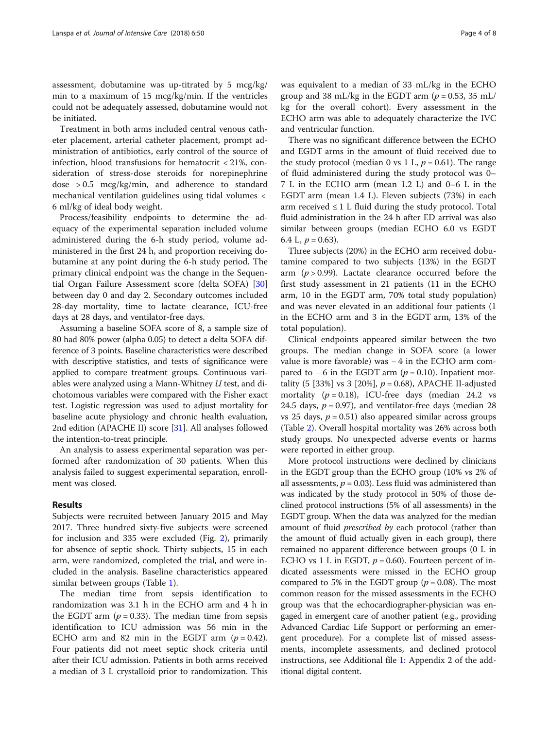assessment, dobutamine was up-titrated by 5 mcg/kg/min to a maximum of 15 mcg/kg/min. If the ventricles could not be adequately assessed, dobutamine would not be initiated.

Treatment in both arms included central venous catheter placement, arterial catheter placement, prompt administration of antibiotics, early control of the source of infection, blood transfusions for hematocrit < 21%, consideration of stress-dose steroids for norepinephrine dose > 0.5 mcg/kg/min, and adherence to standard mechanical ventilation guidelines using tidal volumes < 6 ml/kg of ideal body weight.

Process/feasibility endpoints to determine the adequacy of the experimental separation included volume administered during the 6-h study period, volume administered in the first 24 h, and proportion receiving dobutamine at any point during the 6-h study period. The primary clinical endpoint was the change in the Sequential Organ Failure Assessment score (delta SOFA) [30] between day 0 and day 2. Secondary outcomes included 28-day mortality, time to lactate clearance, ICU-free days at 28 days, and ventilator-free days.

Assuming a baseline SOFA score of 8, a sample size of 80 had 80% power (alpha 0.05) to detect a delta SOFA difference of 3 points. Baseline characteristics were described with descriptive statistics, and tests of significance were applied to compare treatment groups. Continuous variables were analyzed using a Mann-Whitney *U* test, and dichotomous variables were compared with the Fisher exact test. Logistic regression was used to adjust mortality for baseline acute physiology and chronic health evaluation, 2nd edition (APACHE II) score [31]. All analyses followed the intention-to-treat principle.

An analysis to assess experimental separation was performed after randomization of 30 patients. When this analysis failed to suggest experimental separation, enrollment was closed.

## Results

Subjects were recruited between January 2015 and May 2017. Three hundred sixty-five subjects were screened for inclusion and 335 were excluded (Fig. 2), primarily for absence of septic shock. Thirty subjects, 15 in each arm, were randomized, completed the trial, and were included in the analysis. Baseline characteristics appeared similar between groups (Table 1).

The median time from sepsis identification to randomization was 3.1 h in the ECHO arm and 4 h in the EGDT arm ($p = 0.33$). The median time from sepsis identification to ICU admission was 56 min in the ECHO arm and 82 min in the EGDT arm ($p = 0.42$). Four patients did not meet septic shock criteria until after their ICU admission. Patients in both arms received a median of 3 L crystalloid prior to randomization. This was equivalent to a median of 33 mL/kg in the ECHO group and 38 mL/kg in the EGDT arm ($p = 0.53$, 35 mL/kg for the overall cohort). Every assessment in the ECHO arm was able to adequately characterize the IVC and ventricular function.

There was no significant difference between the ECHO and EGDT arms in the amount of fluid received due to the study protocol (median 0 vs 1 L, $p = 0.61$). The range of fluid administered during the study protocol was 0–7 L in the ECHO arm (mean 1.2 L) and 0–6 L in the EGDT arm (mean 1.4 L). Eleven subjects (73%) in each arm received ≤ 1 L fluid during the study protocol. Total fluid administration in the 24 h after ED arrival was also similar between groups (median ECHO 6.0 vs EGDT 6.4 L, $p = 0.63$).

Three subjects (20%) in the ECHO arm received dobutamine compared to two subjects (13%) in the EGDT arm ($p > 0.99$). Lactate clearance occurred before the first study assessment in 21 patients (11 in the ECHO arm, 10 in the EGDT arm, 70% total study population) and was never elevated in an additional four patients (1 in the ECHO arm and 3 in the EGDT arm, 13% of the total population).

Clinical endpoints appeared similar between the two groups. The median change in SOFA score (a lower value is more favorable) was − 4 in the ECHO arm compared to − 6 in the EGDT arm ($p = 0.10$). Inpatient mortality (5 [33%] vs 3 [20%], $p = 0.68$), APACHE II-adjusted mortality ($p = 0.18$), ICU-free days (median 24.2 vs 24.5 days, $p = 0.97$), and ventilator-free days (median 28 vs 25 days, $p = 0.51$) also appeared similar across groups (Table 2). Overall hospital mortality was 26% across both study groups. No unexpected adverse events or harms were reported in either group.

More protocol instructions were declined by clinicians in the EGDT group than the ECHO group (10% vs 2% of all assessments, $p = 0.03$). Less fluid was administered than was indicated by the study protocol in 50% of those declined protocol instructions (5% of all assessments) in the EGDT group. When the data was analyzed for the median amount of fluid *prescribed by* each protocol (rather than the amount of fluid actually given in each group), there remained no apparent difference between groups (0 L in ECHO vs 1 L in EGDT, $p = 0.60$). Fourteen percent of indicated assessments were missed in the ECHO group compared to 5% in the EGDT group ($p = 0.08$). The most common reason for the missed assessments in the ECHO group was that the echocardiographer-physician was engaged in emergent care of another patient (e.g., providing Advanced Cardiac Life Support or performing an emergent procedure). For a complete list of missed assessments, incomplete assessments, and declined protocol instructions, see Additional file 1: Appendix 2 of the additional digital content.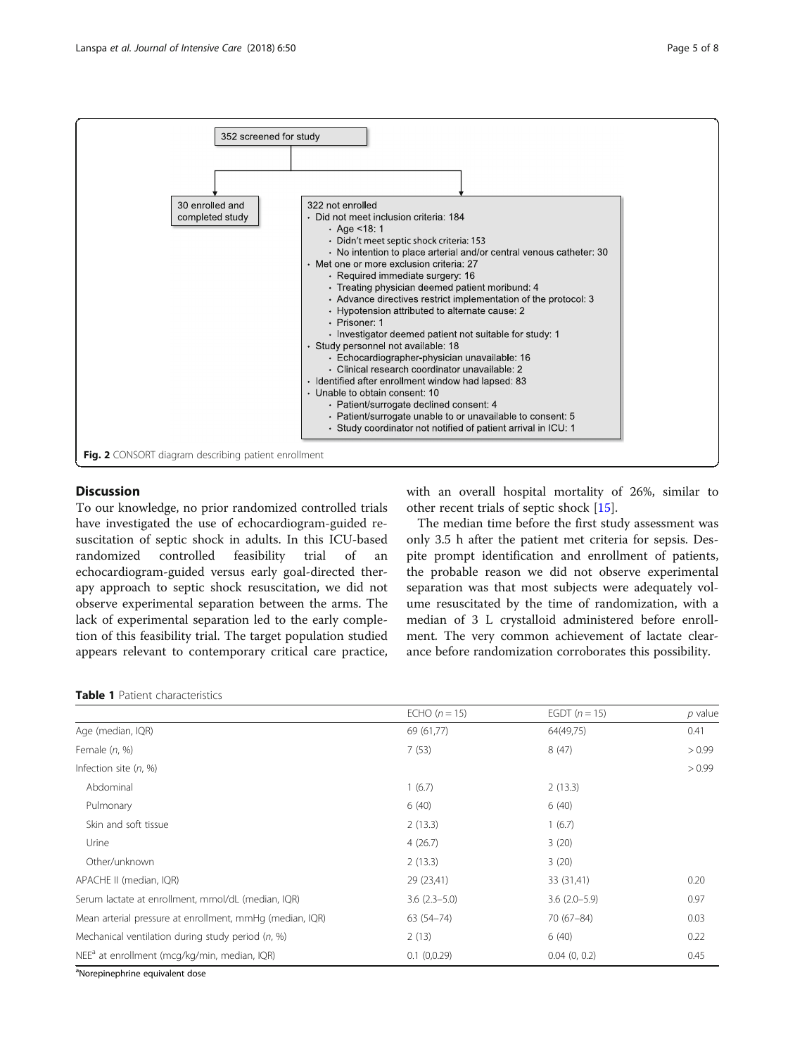352 screened for study

30 enrolled and completed study

322 not enrolled
- Did not meet inclusion criteria: 184
  - Age <18: 1
  - Didn't meet septic shock criteria: 153
  - No intention to place arterial and/or central venous catheter: 30
- Met one or more exclusion criteria: 27
  - Required immediate surgery: 16
  - Treating physician deemed patient moribund: 4
  - Advance directives restrict implementation of the protocol: 3
  - Hypotension attributed to alternate cause: 2
  - Prisoner: 1
  - Investigator deemed patient not suitable for study: 1
- Study personnel not available: 18
  - Echocardiographer-physician unavailable: 16
  - Clinical research coordinator unavailable: 2
- Identified after enrollment window had lapsed: 83
- Unable to obtain consent: 10
  - Patient/surrogate declined consent: 4
  - Patient/surrogate unable to or unavailable to consent: 5
  - Study coordinator not notified of patient arrival in ICU: 1

**Fig. 2** CONSORT diagram describing patient enrollment

## Discussion

To our knowledge, no prior randomized controlled trials have investigated the use of echocardiogram-guided resuscitation of septic shock in adults. In this ICU-based randomized controlled feasibility trial of an echocardiogram-guided versus early goal-directed therapy approach to septic shock resuscitation, we did not observe experimental separation between the arms. The lack of experimental separation led to the early completion of this feasibility trial. The target population studied appears relevant to contemporary critical care practice, with an overall hospital mortality of 26%, similar to other recent trials of septic shock [15].

The median time before the first study assessment was only 3.5 h after the patient met criteria for sepsis. Despite prompt identification and enrollment of patients, the probable reason we did not observe experimental separation was that most subjects were adequately volume resuscitated by the time of randomization, with a median of 3 L crystalloid administered before enrollment. The very common achievement of lactate clearance before randomization corroborates this possibility.

**Table 1** Patient characteristics

| | ECHO ($n = 15$) | EGDT ($n = 15$) | $p$ value |
|---|---|---|---|
| Age (median, IQR) | 69 (61,77) | 64(49,75) | 0.41 |
| Female ($n$, %) | 7 (53) | 8 (47) | > 0.99 |
| Infection site ($n$, %) | | | > 0.99 |
| Abdominal | 1 (6.7) | 2 (13.3) | |
| Pulmonary | 6 (40) | 6 (40) | |
| Skin and soft tissue | 2 (13.3) | 1 (6.7) | |
| Urine | 4 (26.7) | 3 (20) | |
| Other/unknown | 2 (13.3) | 3 (20) | |
| APACHE II (median, IQR) | 29 (23,41) | 33 (31,41) | 0.20 |
| Serum lactate at enrollment, mmol/dL (median, IQR) | 3.6 (2.3–5.0) | 3.6 (2.0–5.9) | 0.97 |
| Mean arterial pressure at enrollment, mmHg (median, IQR) | 63 (54–74) | 70 (67–84) | 0.03 |
| Mechanical ventilation during study period ($n$, %) | 2 (13) | 6 (40) | 0.22 |
| NEE[a] at enrollment (mcg/kg/min, median, IQR) | 0.1 (0,0.29) | 0.04 (0, 0.2) | 0.45 |

[a]Norepinephrine equivalent dose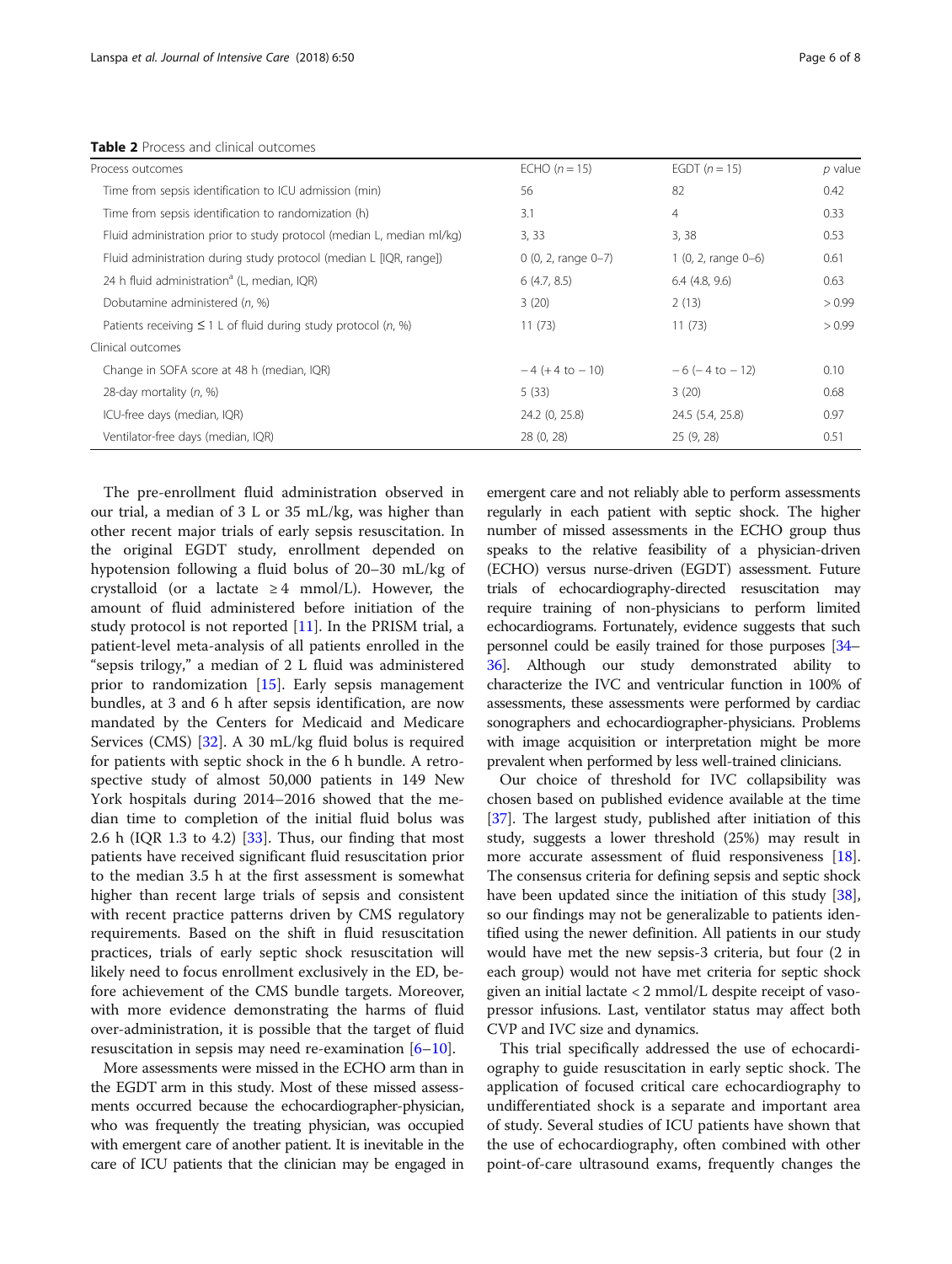**Table 2** Process and clinical outcomes

| Process outcomes | ECHO ($n = 15$) | EGDT ($n = 15$) | $p$ value |
|---|---|---|---|
| Time from sepsis identification to ICU admission (min) | 56 | 82 | 0.42 |
| Time from sepsis identification to randomization (h) | 3.1 | 4 | 0.33 |
| Fluid administration prior to study protocol (median L, median ml/kg) | 3, 33 | 3, 38 | 0.53 |
| Fluid administration during study protocol (median L [IQR, range]) | 0 (0, 2, range 0–7) | 1 (0, 2, range 0–6) | 0.61 |
| 24 h fluid administration[a] (L, median, IQR) | 6 (4.7, 8.5) | 6.4 (4.8, 9.6) | 0.63 |
| Dobutamine administered ($n$, %) | 3 (20) | 2 (13) | > 0.99 |
| Patients receiving ≤ 1 L of fluid during study protocol ($n$, %) | 11 (73) | 11 (73) | > 0.99 |
| Clinical outcomes | | | |
| Change in SOFA score at 48 h (median, IQR) | − 4 (+ 4 to − 10) | − 6 (− 4 to − 12) | 0.10 |
| 28-day mortality ($n$, %) | 5 (33) | 3 (20) | 0.68 |
| ICU-free days (median, IQR) | 24.2 (0, 25.8) | 24.5 (5.4, 25.8) | 0.97 |
| Ventilator-free days (median, IQR) | 28 (0, 28) | 25 (9, 28) | 0.51 |

The pre-enrollment fluid administration observed in our trial, a median of 3 L or 35 mL/kg, was higher than other recent major trials of early sepsis resuscitation. In the original EGDT study, enrollment depended on hypotension following a fluid bolus of 20–30 mL/kg of crystalloid (or a lactate ≥ 4 mmol/L). However, the amount of fluid administered before initiation of the study protocol is not reported [11]. In the PRISM trial, a patient-level meta-analysis of all patients enrolled in the "sepsis trilogy," a median of 2 L fluid was administered prior to randomization [15]. Early sepsis management bundles, at 3 and 6 h after sepsis identification, are now mandated by the Centers for Medicaid and Medicare Services (CMS) [32]. A 30 mL/kg fluid bolus is required for patients with septic shock in the 6 h bundle. A retrospective study of almost 50,000 patients in 149 New York hospitals during 2014–2016 showed that the median time to completion of the initial fluid bolus was 2.6 h (IQR 1.3 to 4.2) [33]. Thus, our finding that most patients have received significant fluid resuscitation prior to the median 3.5 h at the first assessment is somewhat higher than recent large trials of sepsis and consistent with recent practice patterns driven by CMS regulatory requirements. Based on the shift in fluid resuscitation practices, trials of early septic shock resuscitation will likely need to focus enrollment exclusively in the ED, before achievement of the CMS bundle targets. Moreover, with more evidence demonstrating the harms of fluid over-administration, it is possible that the target of fluid resuscitation in sepsis may need re-examination [6–10].

More assessments were missed in the ECHO arm than in the EGDT arm in this study. Most of these missed assessments occurred because the echocardiographer-physician, who was frequently the treating physician, was occupied with emergent care of another patient. It is inevitable in the care of ICU patients that the clinician may be engaged in emergent care and not reliably able to perform assessments regularly in each patient with septic shock. The higher number of missed assessments in the ECHO group thus speaks to the relative feasibility of a physician-driven (ECHO) versus nurse-driven (EGDT) assessment. Future trials of echocardiography-directed resuscitation may require training of non-physicians to perform limited echocardiograms. Fortunately, evidence suggests that such personnel could be easily trained for those purposes [34–36]. Although our study demonstrated ability to characterize the IVC and ventricular function in 100% of assessments, these assessments were performed by cardiac sonographers and echocardiographer-physicians. Problems with image acquisition or interpretation might be more prevalent when performed by less well-trained clinicians.

Our choice of threshold for IVC collapsibility was chosen based on published evidence available at the time [37]. The largest study, published after initiation of this study, suggests a lower threshold (25%) may result in more accurate assessment of fluid responsiveness [18]. The consensus criteria for defining sepsis and septic shock have been updated since the initiation of this study [38], so our findings may not be generalizable to patients identified using the newer definition. All patients in our study would have met the new sepsis-3 criteria, but four (2 in each group) would not have met criteria for septic shock given an initial lactate < 2 mmol/L despite receipt of vasopressor infusions. Last, ventilator status may affect both CVP and IVC size and dynamics.

This trial specifically addressed the use of echocardiography to guide resuscitation in early septic shock. The application of focused critical care echocardiography to undifferentiated shock is a separate and important area of study. Several studies of ICU patients have shown that the use of echocardiography, often combined with other point-of-care ultrasound exams, frequently changes the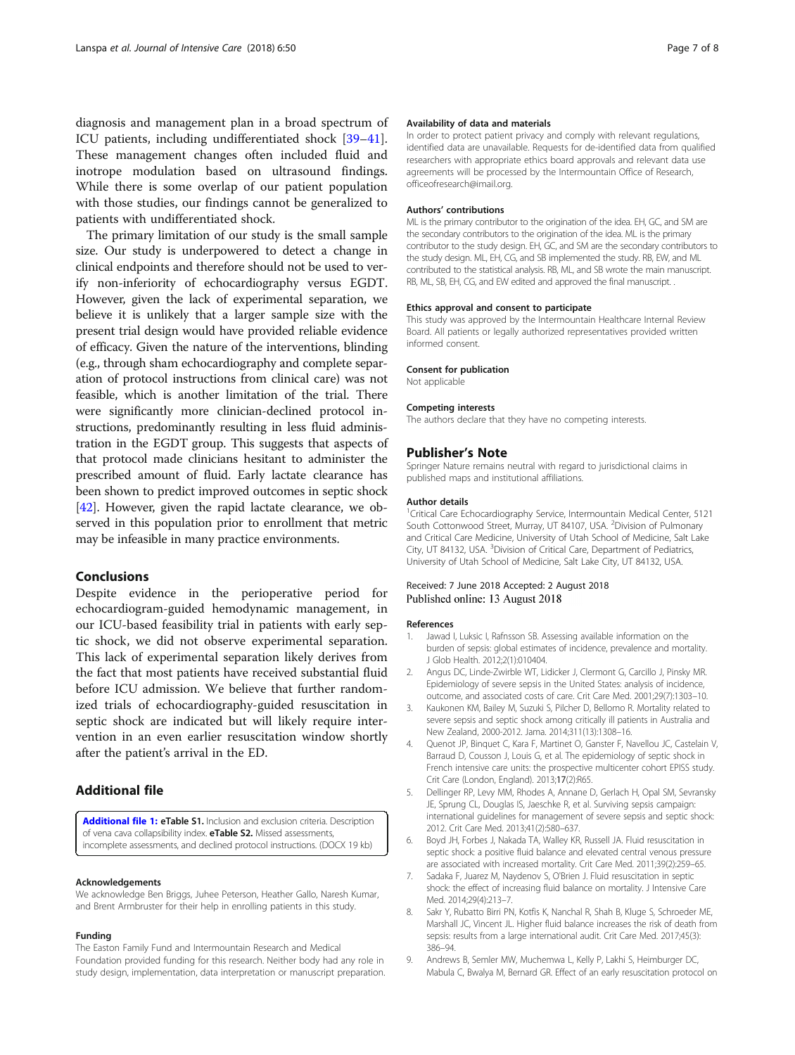diagnosis and management plan in a broad spectrum of ICU patients, including undifferentiated shock [39–41]. These management changes often included fluid and inotrope modulation based on ultrasound findings. While there is some overlap of our patient population with those studies, our findings cannot be generalized to patients with undifferentiated shock.

The primary limitation of our study is the small sample size. Our study is underpowered to detect a change in clinical endpoints and therefore should not be used to verify non-inferiority of echocardiography versus EGDT. However, given the lack of experimental separation, we believe it is unlikely that a larger sample size with the present trial design would have provided reliable evidence of efficacy. Given the nature of the interventions, blinding (e.g., through sham echocardiography and complete separation of protocol instructions from clinical care) was not feasible, which is another limitation of the trial. There were significantly more clinician-declined protocol instructions, predominantly resulting in less fluid administration in the EGDT group. This suggests that aspects of that protocol made clinicians hesitant to administer the prescribed amount of fluid. Early lactate clearance has been shown to predict improved outcomes in septic shock [42]. However, given the rapid lactate clearance, we observed in this population prior to enrollment that metric may be infeasible in many practice environments.

## Conclusions

Despite evidence in the perioperative period for echocardiogram-guided hemodynamic management, in our ICU-based feasibility trial in patients with early septic shock, we did not observe experimental separation. This lack of experimental separation likely derives from the fact that most patients have received substantial fluid before ICU admission. We believe that further randomized trials of echocardiography-guided resuscitation in septic shock are indicated but will likely require intervention in an even earlier resuscitation window shortly after the patient's arrival in the ED.

## Additional file

**Additional file 1:** **eTable S1.** Inclusion and exclusion criteria. Description of vena cava collapsibility index. **eTable S2.** Missed assessments, incomplete assessments, and declined protocol instructions. (DOCX 19 kb)

#### Acknowledgements

We acknowledge Ben Briggs, Juhee Peterson, Heather Gallo, Naresh Kumar, and Brent Armbruster for their help in enrolling patients in this study.

#### Funding

The Easton Family Fund and Intermountain Research and Medical Foundation provided funding for this research. Neither body had any role in study design, implementation, data interpretation or manuscript preparation.

#### Availability of data and materials

In order to protect patient privacy and comply with relevant regulations, identified data are unavailable. Requests for de-identified data from qualified researchers with appropriate ethics board approvals and relevant data use agreements will be processed by the Intermountain Office of Research, officeofresearch@imail.org.

#### Authors' contributions

ML is the primary contributor to the origination of the idea. EH, GC, and SM are the secondary contributors to the origination of the idea. ML is the primary contributor to the study design. EH, GC, and SM are the secondary contributors to the study design. ML, EH, CG, and SB implemented the study. RB, EW, and ML contributed to the statistical analysis. RB, ML, and SB wrote the main manuscript. RB, ML, SB, EH, CG, and EW edited and approved the final manuscript. .

#### Ethics approval and consent to participate

This study was approved by the Intermountain Healthcare Internal Review Board. All patients or legally authorized representatives provided written informed consent.

#### Consent for publication

Not applicable

#### Competing interests

The authors declare that they have no competing interests.

## Publisher's Note

Springer Nature remains neutral with regard to jurisdictional claims in published maps and institutional affiliations.

#### Author details

[1]Critical Care Echocardiography Service, Intermountain Medical Center, 5121 South Cottonwood Street, Murray, UT 84107, USA. [2]Division of Pulmonary and Critical Care Medicine, University of Utah School of Medicine, Salt Lake City, UT 84132, USA. [3]Division of Critical Care, Department of Pediatrics, University of Utah School of Medicine, Salt Lake City, UT 84132, USA.

Received: 7 June 2018 Accepted: 2 August 2018
Published online: 13 August 2018

#### References

1. Jawad I, Luksic I, Rafnsson SB. Assessing available information on the burden of sepsis: global estimates of incidence, prevalence and mortality. J Glob Health. 2012;2(1):010404.
2. Angus DC, Linde-Zwirble WT, Lidicker J, Clermont G, Carcillo J, Pinsky MR. Epidemiology of severe sepsis in the United States: analysis of incidence, outcome, and associated costs of care. Crit Care Med. 2001;29(7):1303–10.
3. Kaukonen KM, Bailey M, Suzuki S, Pilcher D, Bellomo R. Mortality related to severe sepsis and septic shock among critically ill patients in Australia and New Zealand, 2000-2012. Jama. 2014;311(13):1308–16.
4. Quenot JP, Binquet C, Kara F, Martinet O, Ganster F, Navellou JC, Castelain V, Barraud D, Cousson J, Louis G, et al. The epidemiology of septic shock in French intensive care units: the prospective multicenter cohort EPISS study. Crit Care (London, England). 2013;17(2):R65.
5. Dellinger RP, Levy MM, Rhodes A, Annane D, Gerlach H, Opal SM, Sevransky JE, Sprung CL, Douglas IS, Jaeschke R, et al. Surviving sepsis campaign: international guidelines for management of severe sepsis and septic shock: 2012. Crit Care Med. 2013;41(2):580–637.
6. Boyd JH, Forbes J, Nakada TA, Walley KR, Russell JA. Fluid resuscitation in septic shock: a positive fluid balance and elevated central venous pressure are associated with increased mortality. Crit Care Med. 2011;39(2):259–65.
7. Sadaka F, Juarez M, Naydenov S, O'Brien J. Fluid resuscitation in septic shock: the effect of increasing fluid balance on mortality. J Intensive Care Med. 2014;29(4):213–7.
8. Sakr Y, Rubatto Birri PN, Kotfis K, Nanchal R, Shah B, Kluge S, Schroeder ME, Marshall JC, Vincent JL. Higher fluid balance increases the risk of death from sepsis: results from a large international audit. Crit Care Med. 2017;45(3): 386–94.
9. Andrews B, Semler MW, Muchemwa L, Kelly P, Lakhi S, Heimburger DC, Mabula C, Bwalya M, Bernard GR. Effect of an early resuscitation protocol on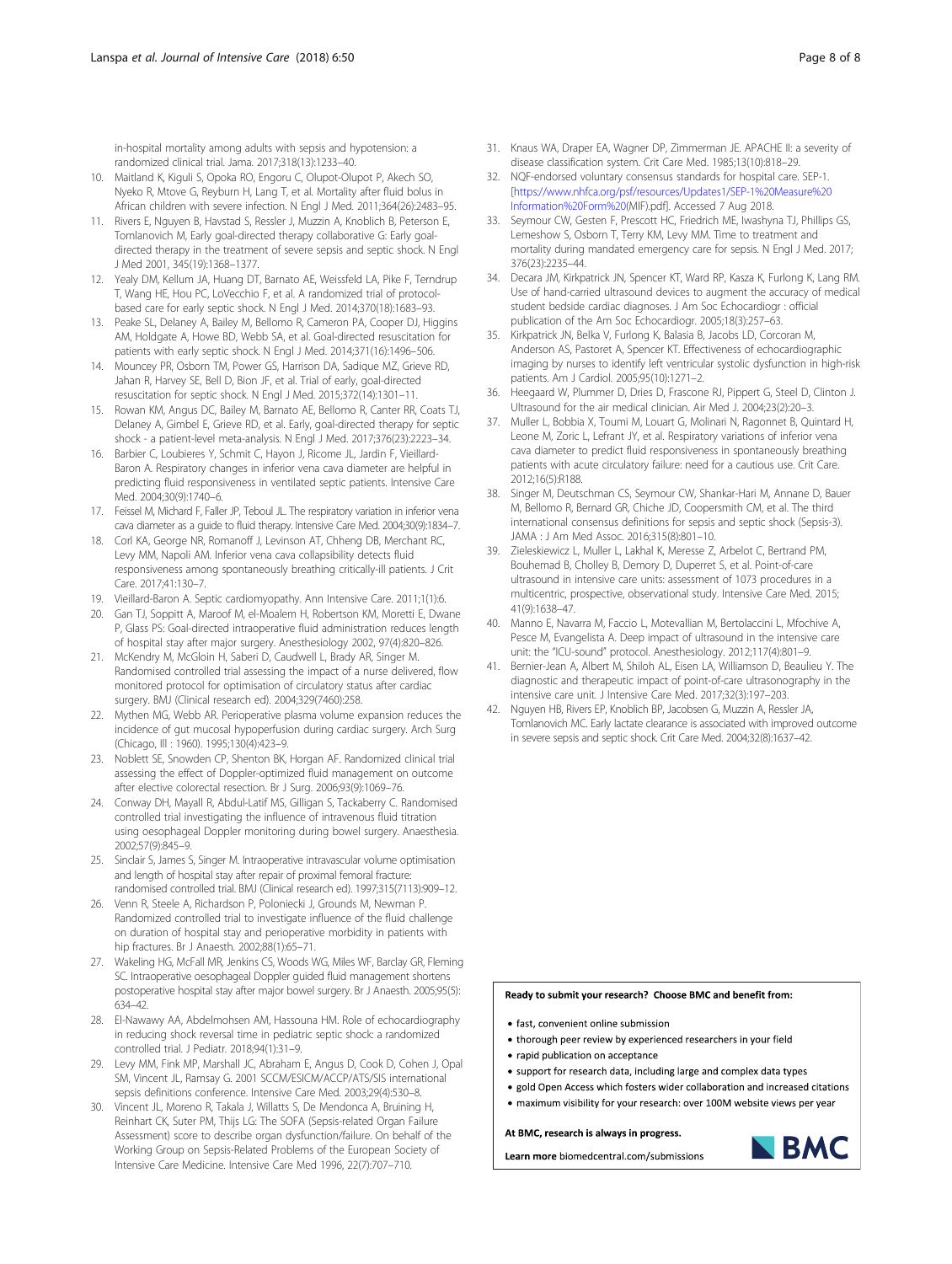in-hospital mortality among adults with sepsis and hypotension: a randomized clinical trial. Jama. 2017;318(13):1233–40.

10. Maitland K, Kiguli S, Opoka RO, Engoru C, Olupot-Olupot P, Akech SO, Nyeko R, Mtove G, Reyburn H, Lang T, et al. Mortality after fluid bolus in African children with severe infection. N Engl J Med. 2011;364(26):2483–95.
11. Rivers E, Nguyen B, Havstad S, Ressler J, Muzzin A, Knoblich B, Peterson E, Tomlanovich M, Early goal-directed therapy collaborative G: Early goal-directed therapy in the treatment of severe sepsis and septic shock. N Engl J Med 2001, 345(19):1368–1377.
12. Yealy DM, Kellum JA, Huang DT, Barnato AE, Weissfeld LA, Pike F, Terndrup T, Wang HE, Hou PC, LoVecchio F, et al. A randomized trial of protocol-based care for early septic shock. N Engl J Med. 2014;370(18):1683–93.
13. Peake SL, Delaney A, Bailey M, Bellomo R, Cameron PA, Cooper DJ, Higgins AM, Holdgate A, Howe BD, Webb SA, et al. Goal-directed resuscitation for patients with early septic shock. N Engl J Med. 2014;371(16):1496–506.
14. Mouncey PR, Osborn TM, Power GS, Harrison DA, Sadique MZ, Grieve RD, Jahan R, Harvey SE, Bell D, Bion JF, et al. Trial of early, goal-directed resuscitation for septic shock. N Engl J Med. 2015;372(14):1301–11.
15. Rowan KM, Angus DC, Bailey M, Barnato AE, Bellomo R, Canter RR, Coats TJ, Delaney A, Gimbel E, Grieve RD, et al. Early, goal-directed therapy for septic shock - a patient-level meta-analysis. N Engl J Med. 2017;376(23):2223–34.
16. Barbier C, Loubieres Y, Schmit C, Hayon J, Ricome JL, Jardin F, Vieillard-Baron A. Respiratory changes in inferior vena cava diameter are helpful in predicting fluid responsiveness in ventilated septic patients. Intensive Care Med. 2004;30(9):1740–6.
17. Feissel M, Michard F, Faller JP, Teboul JL. The respiratory variation in inferior vena cava diameter as a guide to fluid therapy. Intensive Care Med. 2004;30(9):1834–7.
18. Corl KA, George NR, Romanoff J, Levinson AT, Chheng DB, Merchant RC, Levy MM, Napoli AM. Inferior vena cava collapsibility detects fluid responsiveness among spontaneously breathing critically-ill patients. J Crit Care. 2017;41:130–7.
19. Vieillard-Baron A. Septic cardiomyopathy. Ann Intensive Care. 2011;1(1):6.
20. Gan TJ, Soppitt A, Maroof M, el-Moalem H, Robertson KM, Moretti E, Dwane P, Glass PS: Goal-directed intraoperative fluid administration reduces length of hospital stay after major surgery. Anesthesiology 2002, 97(4):820–826.
21. McKendry M, McGloin H, Saberi D, Caudwell L, Brady AR, Singer M. Randomised controlled trial assessing the impact of a nurse delivered, flow monitored protocol for optimisation of circulatory status after cardiac surgery. BMJ (Clinical research ed). 2004;329(7460):258.
22. Mythen MG, Webb AR. Perioperative plasma volume expansion reduces the incidence of gut mucosal hypoperfusion during cardiac surgery. Arch Surg (Chicago, Ill : 1960). 1995;130(4):423–9.
23. Noblett SE, Snowden CP, Shenton BK, Horgan AF. Randomized clinical trial assessing the effect of Doppler-optimized fluid management on outcome after elective colorectal resection. Br J Surg. 2006;93(9):1069–76.
24. Conway DH, Mayall R, Abdul-Latif MS, Gilligan S, Tackaberry C. Randomised controlled trial investigating the influence of intravenous fluid titration using oesophageal Doppler monitoring during bowel surgery. Anaesthesia. 2002;57(9):845–9.
25. Sinclair S, James S, Singer M. Intraoperative intravascular volume optimisation and length of hospital stay after repair of proximal femoral fracture: randomised controlled trial. BMJ (Clinical research ed). 1997;315(7113):909–12.
26. Venn R, Steele A, Richardson P, Poloniecki J, Grounds M, Newman P. Randomized controlled trial to investigate influence of the fluid challenge on duration of hospital stay and perioperative morbidity in patients with hip fractures. Br J Anaesth. 2002;88(1):65–71.
27. Wakeling HG, McFall MR, Jenkins CS, Woods WG, Miles WF, Barclay GR, Fleming SC. Intraoperative oesophageal Doppler guided fluid management shortens postoperative hospital stay after major bowel surgery. Br J Anaesth. 2005;95(5):634–42.
28. El-Nawawy AA, Abdelmohsen AM, Hassouna HM. Role of echocardiography in reducing shock reversal time in pediatric septic shock: a randomized controlled trial. J Pediatr. 2018;94(1):31–9.
29. Levy MM, Fink MP, Marshall JC, Abraham E, Angus D, Cook D, Cohen J, Opal SM, Vincent JL, Ramsay G. 2001 SCCM/ESICM/ACCP/ATS/SIS international sepsis definitions conference. Intensive Care Med. 2003;29(4):530–8.
30. Vincent JL, Moreno R, Takala J, Willatts S, De Mendonca A, Bruining H, Reinhart CK, Suter PM, Thijs LG: The SOFA (Sepsis-related Organ Failure Assessment) score to describe organ dysfunction/failure. On behalf of the Working Group on Sepsis-Related Problems of the European Society of Intensive Care Medicine. Intensive Care Med 1996, 22(7):707–710.
31. Knaus WA, Draper EA, Wagner DP, Zimmerman JE. APACHE II: a severity of disease classification system. Crit Care Med. 1985;13(10):818–29.
32. NQF-endorsed voluntary consensus standards for hospital care. SEP-1. [https://www.nhfca.org/psf/resources/Updates1/SEP-1%20Measure%20Information%20Form%20(MIF).pdf]. Accessed 7 Aug 2018.
33. Seymour CW, Gesten F, Prescott HC, Friedrich ME, Iwashyna TJ, Phillips GS, Lemeshow S, Osborn T, Terry KM, Levy MM. Time to treatment and mortality during mandated emergency care for sepsis. N Engl J Med. 2017;376(23):2235–44.
34. Decara JM, Kirkpatrick JN, Spencer KT, Ward RP, Kasza K, Furlong K, Lang RM. Use of hand-carried ultrasound devices to augment the accuracy of medical student bedside cardiac diagnoses. J Am Soc Echocardiogr : official publication of the Am Soc Echocardiogr. 2005;18(3):257–63.
35. Kirkpatrick JN, Belka V, Furlong K, Balasia B, Jacobs LD, Corcoran M, Anderson AS, Pastoret A, Spencer KT. Effectiveness of echocardiographic imaging by nurses to identify left ventricular systolic dysfunction in high-risk patients. Am J Cardiol. 2005;95(10):1271–2.
36. Heegaard W, Plummer D, Dries D, Frascone RJ, Pippert G, Steel D, Clinton J. Ultrasound for the air medical clinician. Air Med J. 2004;23(2):20–3.
37. Muller L, Bobbia X, Toumi M, Louart G, Molinari N, Ragonnet B, Quintard H, Leone M, Zoric L, Lefrant JY, et al. Respiratory variations of inferior vena cava diameter to predict fluid responsiveness in spontaneously breathing patients with acute circulatory failure: need for a cautious use. Crit Care. 2012;16(5):R188.
38. Singer M, Deutschman CS, Seymour CW, Shankar-Hari M, Annane D, Bauer M, Bellomo R, Bernard GR, Chiche JD, Coopersmith CM, et al. The third international consensus definitions for sepsis and septic shock (Sepsis-3). JAMA : J Am Med Assoc. 2016;315(8):801–10.
39. Zieleskiewicz L, Muller L, Lakhal K, Meresse Z, Arbelot C, Bertrand PM, Bouhemad B, Cholley B, Demory D, Duperret S, et al. Point-of-care ultrasound in intensive care units: assessment of 1073 procedures in a multicentric, prospective, observational study. Intensive Care Med. 2015;41(9):1638–47.
40. Manno E, Navarra M, Faccio L, Motevallian M, Bertolaccini L, Mfochive A, Pesce M, Evangelista A. Deep impact of ultrasound in the intensive care unit: the "ICU-sound" protocol. Anesthesiology. 2012;117(4):801–9.
41. Bernier-Jean A, Albert M, Shiloh AL, Eisen LA, Williamson D, Beaulieu Y. The diagnostic and therapeutic impact of point-of-care ultrasonography in the intensive care unit. J Intensive Care Med. 2017;32(3):197–203.
42. Nguyen HB, Rivers EP, Knoblich BP, Jacobsen G, Muzzin A, Ressler JA, Tomlanovich MC. Early lactate clearance is associated with improved outcome in severe sepsis and septic shock. Crit Care Med. 2004;32(8):1637–42.

**Ready to submit your research? Choose BMC and benefit from:**

- fast, convenient online submission
- thorough peer review by experienced researchers in your field
- rapid publication on acceptance
- support for research data, including large and complex data types
- gold Open Access which fosters wider collaboration and increased citations
- maximum visibility for your research: over 100M website views per year

**At BMC, research is always in progress.**

**Learn more** biomedcentral.com/submissions

BMC